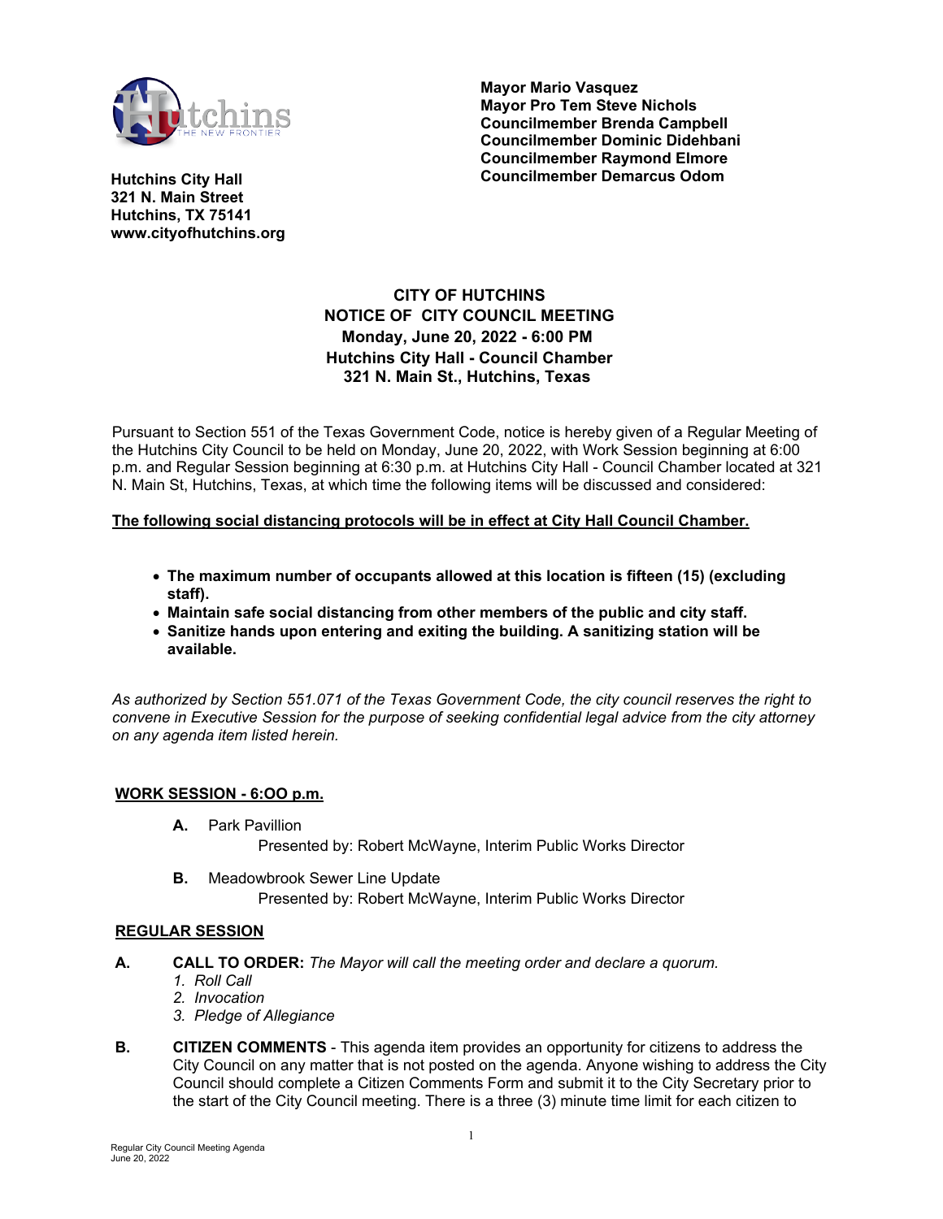**Mayor Mario Vasquez**
**Mayor Pro Tem Steve Nichols**
**Councilmember Brenda Campbell**
**Councilmember Dominic Didehbani**
**Councilmember Raymond Elmore**
**Councilmember Demarcus Odom**

**Hutchins City Hall**
**321 N. Main Street**
**Hutchins, TX 75141**
**www.cityofhutchins.org**

# CITY OF HUTCHINS
## NOTICE OF CITY COUNCIL MEETING
**Monday, June 20, 2022 - 6:00 PM**
**Hutchins City Hall - Council Chamber**
**321 N. Main St., Hutchins, Texas**

Pursuant to Section 551 of the Texas Government Code, notice is hereby given of a Regular Meeting of the Hutchins City Council to be held on Monday, June 20, 2022, with Work Session beginning at 6:00 p.m. and Regular Session beginning at 6:30 p.m. at Hutchins City Hall - Council Chamber located at 321 N. Main St, Hutchins, Texas, at which time the following items will be discussed and considered:

**The following social distancing protocols will be in effect at City Hall Council Chamber.**

- **The maximum number of occupants allowed at this location is fifteen (15) (excluding staff).**
- **Maintain safe social distancing from other members of the public and city staff.**
- **Sanitize hands upon entering and exiting the building. A sanitizing station will be available.**

*As authorized by Section 551.071 of the Texas Government Code, the city council reserves the right to convene in Executive Session for the purpose of seeking confidential legal advice from the city attorney on any agenda item listed herein.*

**WORK SESSION - 6:OO p.m.**

**A.** Park Pavillion
Presented by: Robert McWayne, Interim Public Works Director

**B.** Meadowbrook Sewer Line Update
Presented by: Robert McWayne, Interim Public Works Director

**REGULAR SESSION**

**A. CALL TO ORDER:** *The Mayor will call the meeting order and declare a quorum.*
1. *Roll Call*
2. *Invocation*
3. *Pledge of Allegiance*

**B. CITIZEN COMMENTS** - This agenda item provides an opportunity for citizens to address the City Council on any matter that is not posted on the agenda. Anyone wishing to address the City Council should complete a Citizen Comments Form and submit it to the City Secretary prior to the start of the City Council meeting. There is a three (3) minute time limit for each citizen to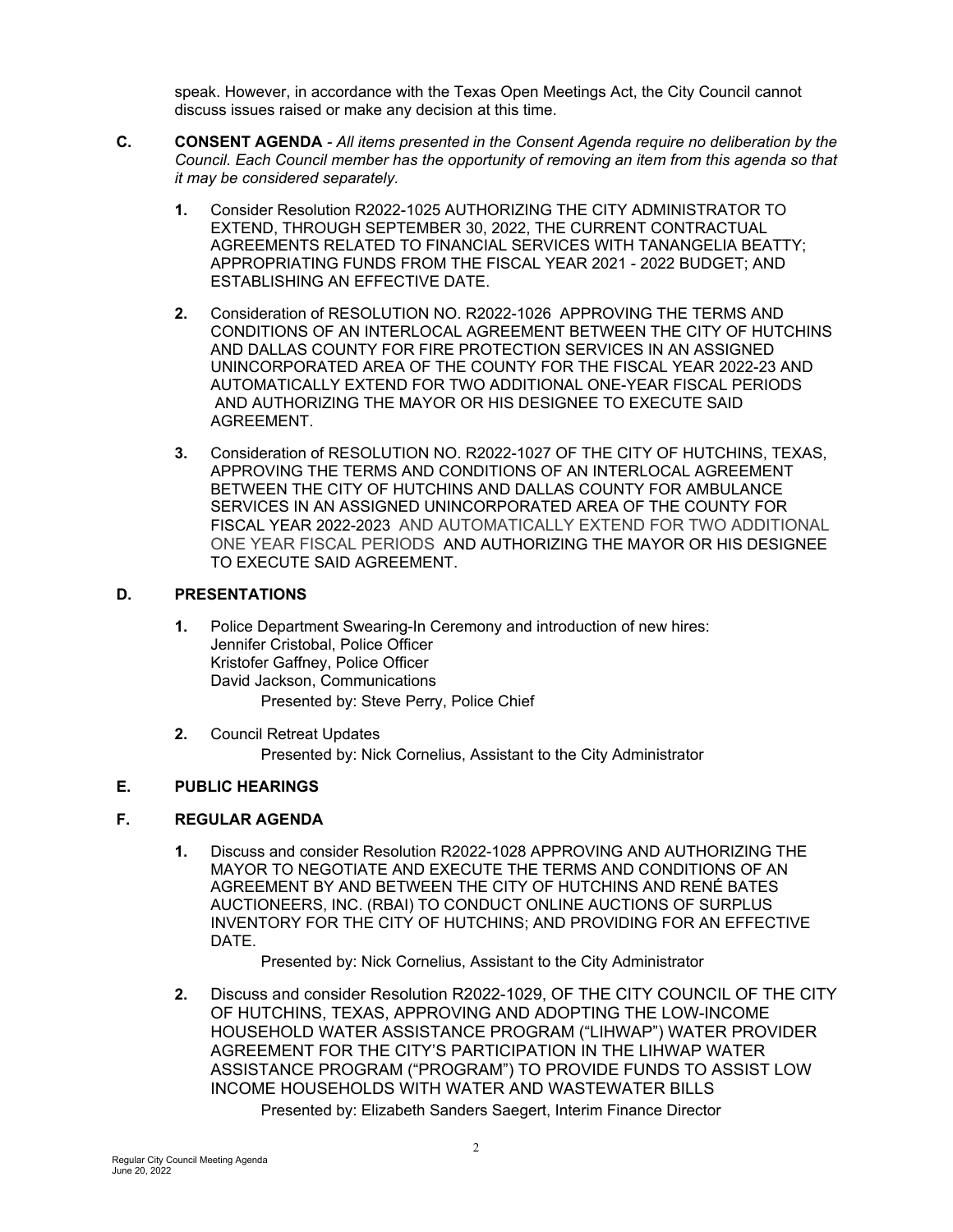speak. However, in accordance with the Texas Open Meetings Act, the City Council cannot discuss issues raised or make any decision at this time.

## C. CONSENT AGENDA - *All items presented in the Consent Agenda require no deliberation by the Council. Each Council member has the opportunity of removing an item from this agenda so that it may be considered separately.*

**1.** Consider Resolution R2022-1025 AUTHORIZING THE CITY ADMINISTRATOR TO EXTEND, THROUGH SEPTEMBER 30, 2022, THE CURRENT CONTRACTUAL AGREEMENTS RELATED TO FINANCIAL SERVICES WITH TANANGELIA BEATTY; APPROPRIATING FUNDS FROM THE FISCAL YEAR 2021 - 2022 BUDGET; AND ESTABLISHING AN EFFECTIVE DATE.

**2.** Consideration of RESOLUTION NO. R2022-1026 APPROVING THE TERMS AND CONDITIONS OF AN INTERLOCAL AGREEMENT BETWEEN THE CITY OF HUTCHINS AND DALLAS COUNTY FOR FIRE PROTECTION SERVICES IN AN ASSIGNED UNINCORPORATED AREA OF THE COUNTY FOR THE FISCAL YEAR 2022-23 AND AUTOMATICALLY EXTEND FOR TWO ADDITIONAL ONE-YEAR FISCAL PERIODS AND AUTHORIZING THE MAYOR OR HIS DESIGNEE TO EXECUTE SAID AGREEMENT.

**3.** Consideration of RESOLUTION NO. R2022-1027 OF THE CITY OF HUTCHINS, TEXAS, APPROVING THE TERMS AND CONDITIONS OF AN INTERLOCAL AGREEMENT BETWEEN THE CITY OF HUTCHINS AND DALLAS COUNTY FOR AMBULANCE SERVICES IN AN ASSIGNED UNINCORPORATED AREA OF THE COUNTY FOR FISCAL YEAR 2022-2023 AND AUTOMATICALLY EXTEND FOR TWO ADDITIONAL ONE YEAR FISCAL PERIODS AND AUTHORIZING THE MAYOR OR HIS DESIGNEE TO EXECUTE SAID AGREEMENT.

## D. PRESENTATIONS

**1.** Police Department Swearing-In Ceremony and introduction of new hires:
Jennifer Cristobal, Police Officer
Kristofer Gaffney, Police Officer
David Jackson, Communications
Presented by: Steve Perry, Police Chief

**2.** Council Retreat Updates
Presented by: Nick Cornelius, Assistant to the City Administrator

## E. PUBLIC HEARINGS

## F. REGULAR AGENDA

**1.** Discuss and consider Resolution R2022-1028 APPROVING AND AUTHORIZING THE MAYOR TO NEGOTIATE AND EXECUTE THE TERMS AND CONDITIONS OF AN AGREEMENT BY AND BETWEEN THE CITY OF HUTCHINS AND RENÉ BATES AUCTIONEERS, INC. (RBAI) TO CONDUCT ONLINE AUCTIONS OF SURPLUS INVENTORY FOR THE CITY OF HUTCHINS; AND PROVIDING FOR AN EFFECTIVE DATE.
Presented by: Nick Cornelius, Assistant to the City Administrator

**2.** Discuss and consider Resolution R2022-1029, OF THE CITY COUNCIL OF THE CITY OF HUTCHINS, TEXAS, APPROVING AND ADOPTING THE LOW-INCOME HOUSEHOLD WATER ASSISTANCE PROGRAM ("LIHWAP") WATER PROVIDER AGREEMENT FOR THE CITY'S PARTICIPATION IN THE LIHWAP WATER ASSISTANCE PROGRAM ("PROGRAM") TO PROVIDE FUNDS TO ASSIST LOW INCOME HOUSEHOLDS WITH WATER AND WASTEWATER BILLS
Presented by: Elizabeth Sanders Saegert, Interim Finance Director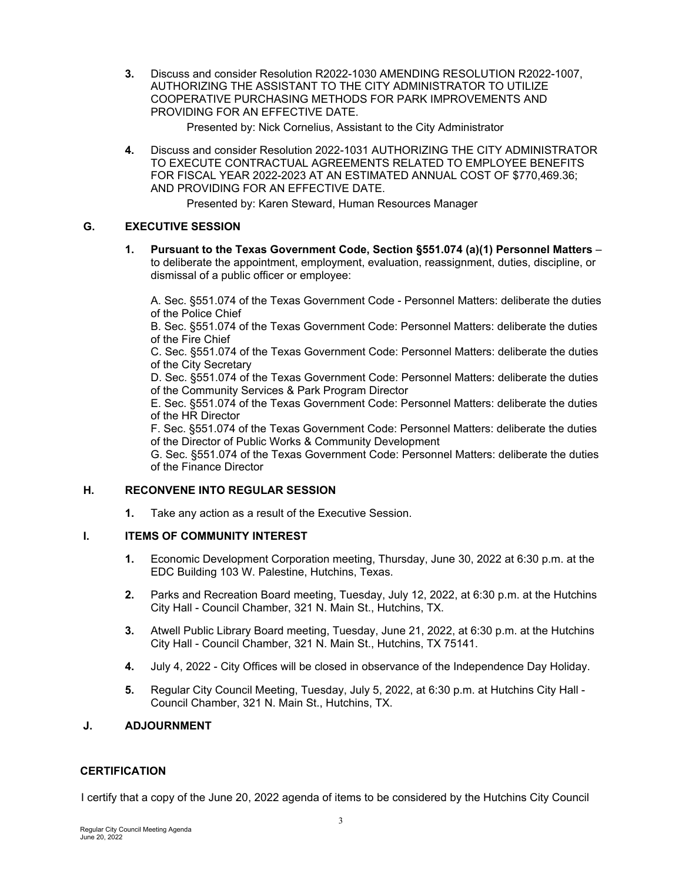**3.** Discuss and consider Resolution R2022-1030 AMENDING RESOLUTION R2022-1007, AUTHORIZING THE ASSISTANT TO THE CITY ADMINISTRATOR TO UTILIZE COOPERATIVE PURCHASING METHODS FOR PARK IMPROVEMENTS AND PROVIDING FOR AN EFFECTIVE DATE.

Presented by: Nick Cornelius, Assistant to the City Administrator

**4.** Discuss and consider Resolution 2022-1031 AUTHORIZING THE CITY ADMINISTRATOR TO EXECUTE CONTRACTUAL AGREEMENTS RELATED TO EMPLOYEE BENEFITS FOR FISCAL YEAR 2022-2023 AT AN ESTIMATED ANNUAL COST OF $770,469.36; AND PROVIDING FOR AN EFFECTIVE DATE.

Presented by: Karen Steward, Human Resources Manager

## G. EXECUTIVE SESSION

**1. Pursuant to the Texas Government Code, Section §551.074 (a)(1) Personnel Matters** – to deliberate the appointment, employment, evaluation, reassignment, duties, discipline, or dismissal of a public officer or employee:

A. Sec. §551.074 of the Texas Government Code - Personnel Matters: deliberate the duties of the Police Chief
B. Sec. §551.074 of the Texas Government Code: Personnel Matters: deliberate the duties of the Fire Chief
C. Sec. §551.074 of the Texas Government Code: Personnel Matters: deliberate the duties of the City Secretary
D. Sec. §551.074 of the Texas Government Code: Personnel Matters: deliberate the duties of the Community Services & Park Program Director
E. Sec. §551.074 of the Texas Government Code: Personnel Matters: deliberate the duties of the HR Director
F. Sec. §551.074 of the Texas Government Code: Personnel Matters: deliberate the duties of the Director of Public Works & Community Development
G. Sec. §551.074 of the Texas Government Code: Personnel Matters: deliberate the duties of the Finance Director

## H. RECONVENE INTO REGULAR SESSION

**1.** Take any action as a result of the Executive Session.

## I. ITEMS OF COMMUNITY INTEREST

**1.** Economic Development Corporation meeting, Thursday, June 30, 2022 at 6:30 p.m. at the EDC Building 103 W. Palestine, Hutchins, Texas.

**2.** Parks and Recreation Board meeting, Tuesday, July 12, 2022, at 6:30 p.m. at the Hutchins City Hall - Council Chamber, 321 N. Main St., Hutchins, TX.

**3.** Atwell Public Library Board meeting, Tuesday, June 21, 2022, at 6:30 p.m. at the Hutchins City Hall - Council Chamber, 321 N. Main St., Hutchins, TX 75141.

**4.** July 4, 2022 - City Offices will be closed in observance of the Independence Day Holiday.

**5.** Regular City Council Meeting, Tuesday, July 5, 2022, at 6:30 p.m. at Hutchins City Hall - Council Chamber, 321 N. Main St., Hutchins, TX.

## J. ADJOURNMENT

### CERTIFICATION

I certify that a copy of the June 20, 2022 agenda of items to be considered by the Hutchins City Council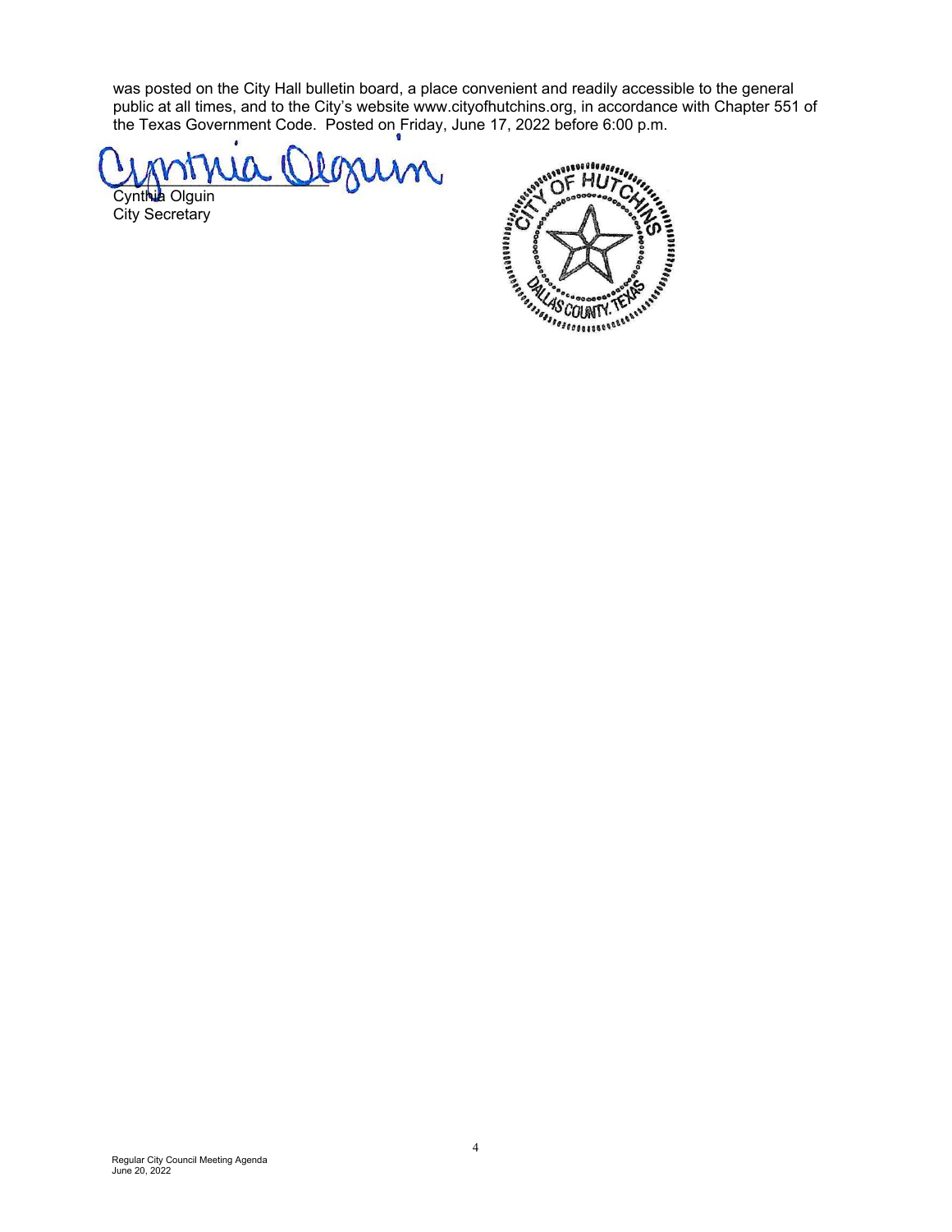was posted on the City Hall bulletin board, a place convenient and readily accessible to the general public at all times, and to the City's website www.cityofhutchins.org, in accordance with Chapter 551 of the Texas Government Code. Posted on Friday, June 17, 2022 before 6:00 p.m.

Cynthia Olguin
City Secretary